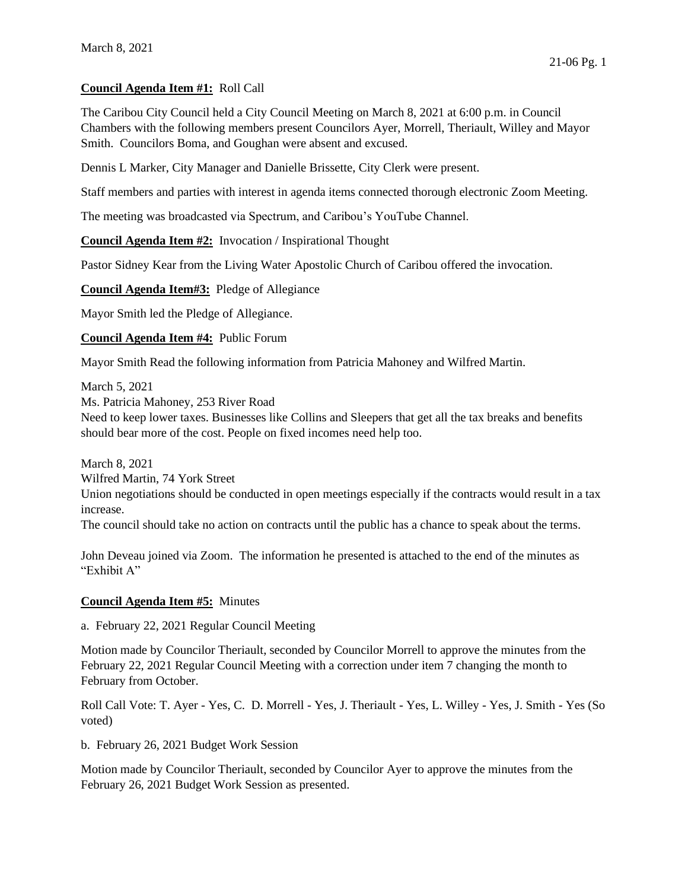March 8, 2021

**Council Agenda Item #1:** Roll Call

The Caribou City Council held a City Council Meeting on March 8, 2021 at 6:00 p.m. in Council Chambers with the following members present Councilors Ayer, Morrell, Theriault, Willey and Mayor Smith. Councilors Boma, and Goughan were absent and excused.

Dennis L Marker, City Manager and Danielle Brissette, City Clerk were present.

Staff members and parties with interest in agenda items connected thorough electronic Zoom Meeting.

The meeting was broadcasted via Spectrum, and Caribou's YouTube Channel.

**Council Agenda Item #2:** Invocation / Inspirational Thought

Pastor Sidney Kear from the Living Water Apostolic Church of Caribou offered the invocation.

**Council Agenda Item#3:** Pledge of Allegiance

Mayor Smith led the Pledge of Allegiance.

**Council Agenda Item #4:** Public Forum

Mayor Smith Read the following information from Patricia Mahoney and Wilfred Martin.

March 5, 2021
Ms. Patricia Mahoney, 253 River Road
Need to keep lower taxes. Businesses like Collins and Sleepers that get all the tax breaks and benefits should bear more of the cost. People on fixed incomes need help too.

March 8, 2021
Wilfred Martin, 74 York Street
Union negotiations should be conducted in open meetings especially if the contracts would result in a tax increase.
The council should take no action on contracts until the public has a chance to speak about the terms.

John Deveau joined via Zoom. The information he presented is attached to the end of the minutes as "Exhibit A"

**Council Agenda Item #5:** Minutes

a. February 22, 2021 Regular Council Meeting

Motion made by Councilor Theriault, seconded by Councilor Morrell to approve the minutes from the February 22, 2021 Regular Council Meeting with a correction under item 7 changing the month to February from October.

Roll Call Vote: T. Ayer - Yes, C. D. Morrell - Yes, J. Theriault - Yes, L. Willey - Yes, J. Smith - Yes (So voted)

b. February 26, 2021 Budget Work Session

Motion made by Councilor Theriault, seconded by Councilor Ayer to approve the minutes from the February 26, 2021 Budget Work Session as presented.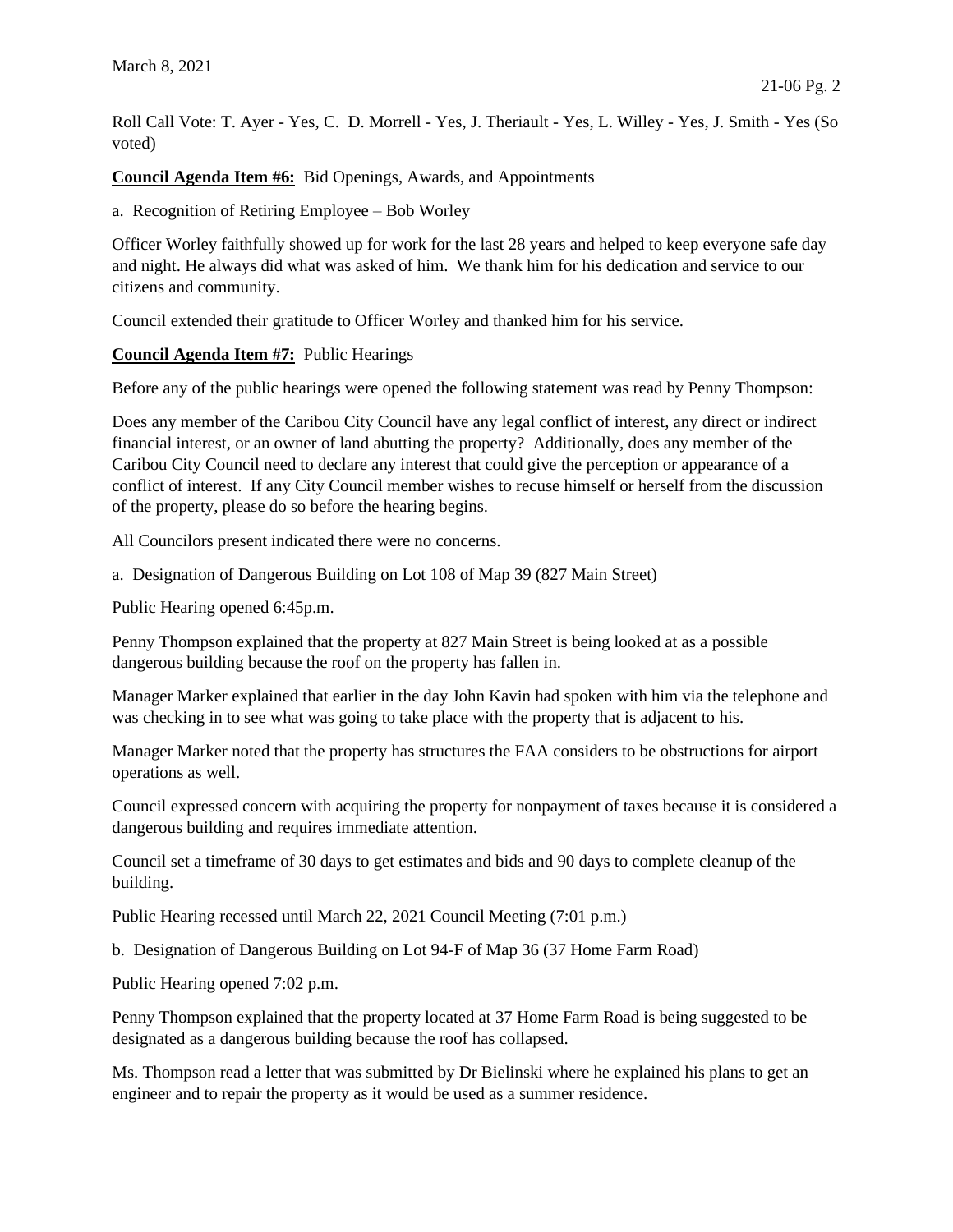Roll Call Vote: T. Ayer - Yes, C. D. Morrell - Yes, J. Theriault - Yes, L. Willey - Yes, J. Smith - Yes (So voted)

**Council Agenda Item #6:** Bid Openings, Awards, and Appointments

a. Recognition of Retiring Employee – Bob Worley

Officer Worley faithfully showed up for work for the last 28 years and helped to keep everyone safe day and night. He always did what was asked of him. We thank him for his dedication and service to our citizens and community.

Council extended their gratitude to Officer Worley and thanked him for his service.

**Council Agenda Item #7:** Public Hearings

Before any of the public hearings were opened the following statement was read by Penny Thompson:

Does any member of the Caribou City Council have any legal conflict of interest, any direct or indirect financial interest, or an owner of land abutting the property? Additionally, does any member of the Caribou City Council need to declare any interest that could give the perception or appearance of a conflict of interest. If any City Council member wishes to recuse himself or herself from the discussion of the property, please do so before the hearing begins.

All Councilors present indicated there were no concerns.

a. Designation of Dangerous Building on Lot 108 of Map 39 (827 Main Street)

Public Hearing opened 6:45p.m.

Penny Thompson explained that the property at 827 Main Street is being looked at as a possible dangerous building because the roof on the property has fallen in.

Manager Marker explained that earlier in the day John Kavin had spoken with him via the telephone and was checking in to see what was going to take place with the property that is adjacent to his.

Manager Marker noted that the property has structures the FAA considers to be obstructions for airport operations as well.

Council expressed concern with acquiring the property for nonpayment of taxes because it is considered a dangerous building and requires immediate attention.

Council set a timeframe of 30 days to get estimates and bids and 90 days to complete cleanup of the building.

Public Hearing recessed until March 22, 2021 Council Meeting (7:01 p.m.)

b. Designation of Dangerous Building on Lot 94-F of Map 36 (37 Home Farm Road)

Public Hearing opened 7:02 p.m.

Penny Thompson explained that the property located at 37 Home Farm Road is being suggested to be designated as a dangerous building because the roof has collapsed.

Ms. Thompson read a letter that was submitted by Dr Bielinski where he explained his plans to get an engineer and to repair the property as it would be used as a summer residence.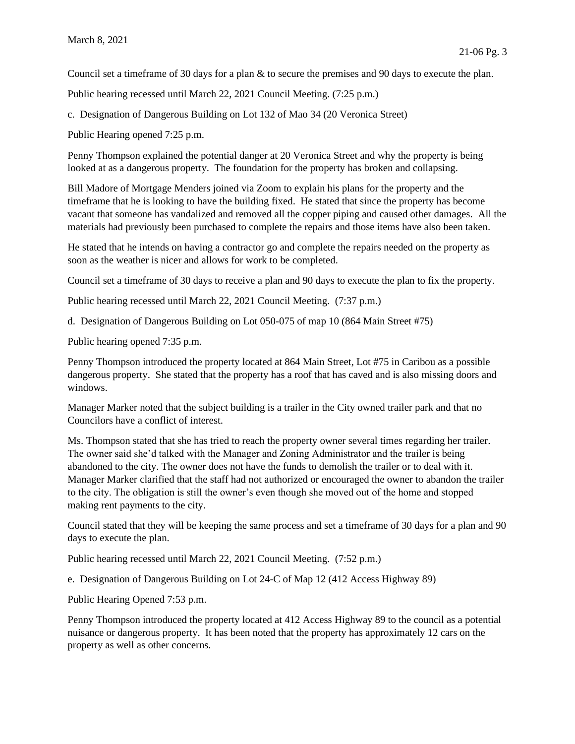Council set a timeframe of 30 days for a plan & to secure the premises and 90 days to execute the plan.

Public hearing recessed until March 22, 2021 Council Meeting. (7:25 p.m.)

c. Designation of Dangerous Building on Lot 132 of Mao 34 (20 Veronica Street)

Public Hearing opened 7:25 p.m.

Penny Thompson explained the potential danger at 20 Veronica Street and why the property is being looked at as a dangerous property. The foundation for the property has broken and collapsing.

Bill Madore of Mortgage Menders joined via Zoom to explain his plans for the property and the timeframe that he is looking to have the building fixed. He stated that since the property has become vacant that someone has vandalized and removed all the copper piping and caused other damages. All the materials had previously been purchased to complete the repairs and those items have also been taken.

He stated that he intends on having a contractor go and complete the repairs needed on the property as soon as the weather is nicer and allows for work to be completed.

Council set a timeframe of 30 days to receive a plan and 90 days to execute the plan to fix the property.

Public hearing recessed until March 22, 2021 Council Meeting. (7:37 p.m.)

d. Designation of Dangerous Building on Lot 050-075 of map 10 (864 Main Street #75)

Public hearing opened 7:35 p.m.

Penny Thompson introduced the property located at 864 Main Street, Lot #75 in Caribou as a possible dangerous property. She stated that the property has a roof that has caved and is also missing doors and windows.

Manager Marker noted that the subject building is a trailer in the City owned trailer park and that no Councilors have a conflict of interest.

Ms. Thompson stated that she has tried to reach the property owner several times regarding her trailer. The owner said she'd talked with the Manager and Zoning Administrator and the trailer is being abandoned to the city. The owner does not have the funds to demolish the trailer or to deal with it. Manager Marker clarified that the staff had not authorized or encouraged the owner to abandon the trailer to the city. The obligation is still the owner's even though she moved out of the home and stopped making rent payments to the city.

Council stated that they will be keeping the same process and set a timeframe of 30 days for a plan and 90 days to execute the plan.

Public hearing recessed until March 22, 2021 Council Meeting. (7:52 p.m.)

e. Designation of Dangerous Building on Lot 24-C of Map 12 (412 Access Highway 89)

Public Hearing Opened 7:53 p.m.

Penny Thompson introduced the property located at 412 Access Highway 89 to the council as a potential nuisance or dangerous property. It has been noted that the property has approximately 12 cars on the property as well as other concerns.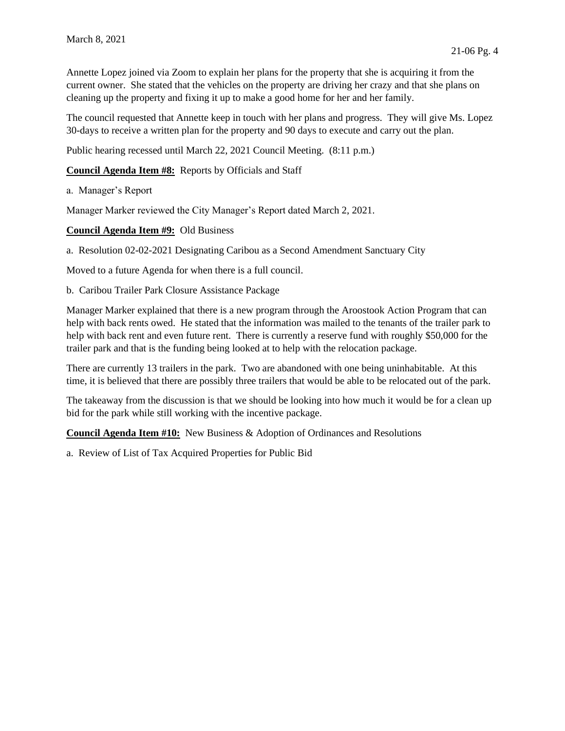Annette Lopez joined via Zoom to explain her plans for the property that she is acquiring it from the current owner. She stated that the vehicles on the property are driving her crazy and that she plans on cleaning up the property and fixing it up to make a good home for her and her family.

The council requested that Annette keep in touch with her plans and progress. They will give Ms. Lopez 30-days to receive a written plan for the property and 90 days to execute and carry out the plan.

Public hearing recessed until March 22, 2021 Council Meeting. (8:11 p.m.)

**Council Agenda Item #8:** Reports by Officials and Staff

a. Manager's Report

Manager Marker reviewed the City Manager's Report dated March 2, 2021.

**Council Agenda Item #9:** Old Business

a. Resolution 02-02-2021 Designating Caribou as a Second Amendment Sanctuary City

Moved to a future Agenda for when there is a full council.

b. Caribou Trailer Park Closure Assistance Package

Manager Marker explained that there is a new program through the Aroostook Action Program that can help with back rents owed. He stated that the information was mailed to the tenants of the trailer park to help with back rent and even future rent. There is currently a reserve fund with roughly $50,000 for the trailer park and that is the funding being looked at to help with the relocation package.

There are currently 13 trailers in the park. Two are abandoned with one being uninhabitable. At this time, it is believed that there are possibly three trailers that would be able to be relocated out of the park.

The takeaway from the discussion is that we should be looking into how much it would be for a clean up bid for the park while still working with the incentive package.

**Council Agenda Item #10:** New Business & Adoption of Ordinances and Resolutions

a. Review of List of Tax Acquired Properties for Public Bid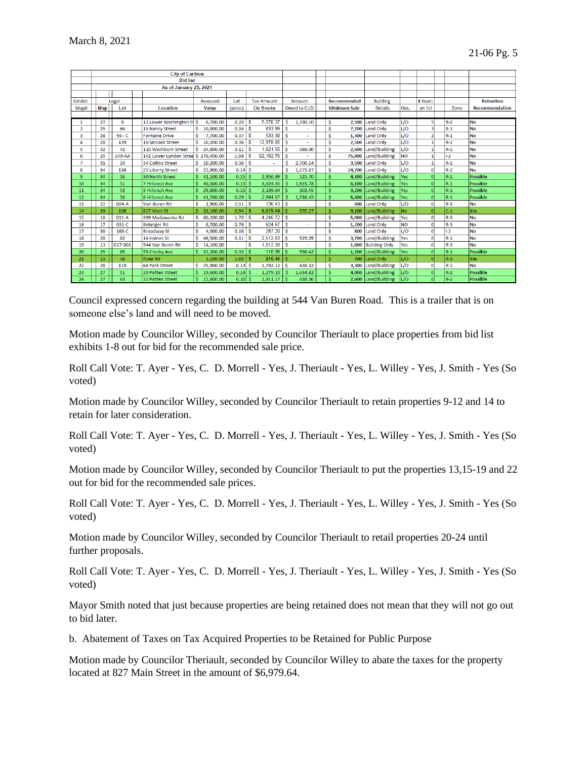March 8, 2021

| City of Caribou | | | | | | | | | | | | | |
|---|---|---|---|---|---|---|---|---|---|---|---|---|---|
| Bid list | | | | | | | | | | | | | |
| As of January 25, 2021 | | | | | | | | | | | | | |
| Exhibit | Legal | | | Assessed | Lot | Tax Amount | Amount | Recommended | Building | | # Years | | Retention |
| Map# | Map | Lot | Location | Value | (acres) | On Books | Owed to CUD | Minimum Sale | Details | Occ. | on list | Zone | Recommendation |
| 1 | 27 | 8 | 11 Lower Washington St | $ 6,700.00 | 0.20 | $ 5,570.37 | $ 1,330.10 | $ 2,500 | Land Only | L/O | 5 | R-2 | No |
| 2 | 25 | 66 | 15 Nancy Street | $ 10,000.00 | 0.16 | $ 833.99 | $ - | $ 7,700 | Land Only | L/O | 3 | R-1 | No |
| 3 | 28 | 93 - C | Fontaine Drive | $ 7,700.00 | 0.37 | $ 533.30 | $ - | $ 1,300 | Land Only | L/O | 2 | R-1 | No |
| 4 | 28 | 139 | 16 Sincock Street | $ 10,200.00 | 0.38 | $ 12,978.85 | $ - | $ 2,500 | Land Only | L/O | 1 | R-1 | No |
| 5 | 32 | 42 | 110 Washburn Street | $ 24,800.00 | 0.11 | $ 1,621.55 | $ 588.00 | $ 2,600 | Land/Building | L/O | 1 | R-1 | No |
| 6 | 25 | 149-AA | 142 Lower Lyndon Street | $ 270,400.00 | 1.98 | $ 62,182.76 | $ - | $ 75,000 | Land/Building | NO | 1 | I-2 | No |
| 7 | 31 | 24 | 34 Collins Street | $ 10,200.00 | 0.38 | $ - | $ 2,700.14 | $ 3,500 | Land Only | L/O | 1 | R-1 | No |
| 8 | 34 | 138 | 25 Liberty Street | $ 22,900.00 | 0.14 | $ - | $ 1,275.37 | $ 24,700 | Land Only | L/O | 0 | R-2 | No |
| 9 | 34 | 56 | 30 North Street | $ 41,100.00 | 0.15 | $ 2,950.99 | $ 525.70 | $ 4,300 | Land/Building | Yes | 0 | R-1 | Possible |
| 10 | 34 | 51 | 7 Hillcrest Ave | $ 46,300.00 | 0.15 | $ 3,324.35 | $ 1,921.78 | $ 6,100 | Land/Building | Yes | 0 | R-1 | Possible |
| 11 | 34 | 53 | 3 Hillcrest Ave | $ 29,800.00 | 0.15 | $ 2,139.64 | $ 302.45 | $ 3,200 | Land/Building | Yes | 0 | R-1 | Possible |
| 12 | 34 | 58 | 8 Hillcrest Ave | $ 41,700.00 | 0.29 | $ 2,994.07 | $ 1,736.45 | $ 5,600 | Land/Building | Yes | 0 | R-1 | Possible |
| 13 | 22 | 004-A | Van Buren Rd | $ 1,900.00 | 2.51 | $ 136.43 | $ - | $ 600 | Land Only | L/O | 0 | R-3 | No |
| 14 | 39 | 108 | 827 Main St | $ 33,100.00 | 0.94 | $ 6,979.64 | $ 570.27 | $ 9,100 | Land/Building | No | 0 | C-1 | Yes |
| 15 | 18 | 011-A | 399 Madawaska Rd | $ 60,200.00 | 1.70 | $ 4,246.72 | $ - | $ 5,000 | Land/Building | Yes | 0 | R-3 | No |
| 16 | 17 | 031-C | Belanger Rd | $ 8,700.00 | 0.76 | $ 624.67 | $ - | $ 1,200 | Land Only | NO | 0 | R-3 | No |
| 17 | 30 | 163-C | Broadway St | $ 4,000.00 | 0.16 | $ 287.20 | $ - | $ 800 | Land Only | L/O | 0 | I-2 | No |
| 18 | 28 | 82 | 14 Haines St | $ 46,500.00 | 0.11 | $ 2,512.63 | $ 525.05 | $ 3,700 | Land/Building | Yes | 0 | R-1 | No |
| 19 | 13 | 017-001 | 544 Van Buren Rd | $ 14,100.00 | - | $ 1,012.39 | $ - | $ 1,600 | Building Only | Yes | 0 | R-3 | No |
| 20 | 25 | 65 | 55 Crosby Ave | $ 22,300.00 | 0.32 | $ 110.98 | $ 598.42 | $ 1,200 | Land/Building | Yes | 0 | R-1 | Possible |
| 21 | 11 | 48 | River Rd | 3,100.00 | 1.00 | $ 216.46 | $ - | $ 700 | Land Only | L/O | 0 | R-3 | Yes |
| 22 | 28 | 119 | 66 York Street | $ 25,900.00 | 0.13 | $ 1,792.12 | $ 438.32 | $ 3,300 | Land/Building | L/O | 0 | R-1 | No |
| 23 | 27 | 51 | 29 Patten Street | $ 19,600.00 | 0.14 | $ 1,279.10 | $ 1,634.82 | $ 4,000 | Land/Building | L/O | 0 | R-2 | Possible |
| 24 | 27 | 63 | 32 Patten Street | $ 15,800.00 | 0.10 | $ 1,011.17 | $ 638.36 | $ 2,600 | Land/Building | L/O | 0 | R-2 | Possible |

Council expressed concern regarding the building at 544 Van Buren Road. This is a trailer that is on someone else's land and will need to be moved.

Motion made by Councilor Willey, seconded by Councilor Theriault to place properties from bid list exhibits 1-8 out for bid for the recommended sale price.

Roll Call Vote: T. Ayer - Yes, C. D. Morrell - Yes, J. Theriault - Yes, L. Willey - Yes, J. Smith - Yes (So voted)

Motion made by Councilor Willey, seconded by Councilor Theriault to retain properties 9-12 and 14 to retain for later consideration.

Roll Call Vote: T. Ayer - Yes, C. D. Morrell - Yes, J. Theriault - Yes, L. Willey - Yes, J. Smith - Yes (So voted)

Motion made by Councilor Willey, seconded by Councilor Theriault to put the properties 13,15-19 and 22 out for bid for the recommended sale prices.

Roll Call Vote: T. Ayer - Yes, C. D. Morrell - Yes, J. Theriault - Yes, L. Willey - Yes, J. Smith - Yes (So voted)

Motion made by Councilor Willey, seconded by Councilor Theriault to retail properties 20-24 until further proposals.

Roll Call Vote: T. Ayer - Yes, C. D. Morrell - Yes, J. Theriault - Yes, L. Willey - Yes, J. Smith - Yes (So voted)

Mayor Smith noted that just because properties are being retained does not mean that they will not go out to bid later.

b. Abatement of Taxes on Tax Acquired Properties to be Retained for Public Purpose

Motion made by Councilor Theriault, seconded by Councilor Willey to abate the taxes for the property located at 827 Main Street in the amount of $6,979.64.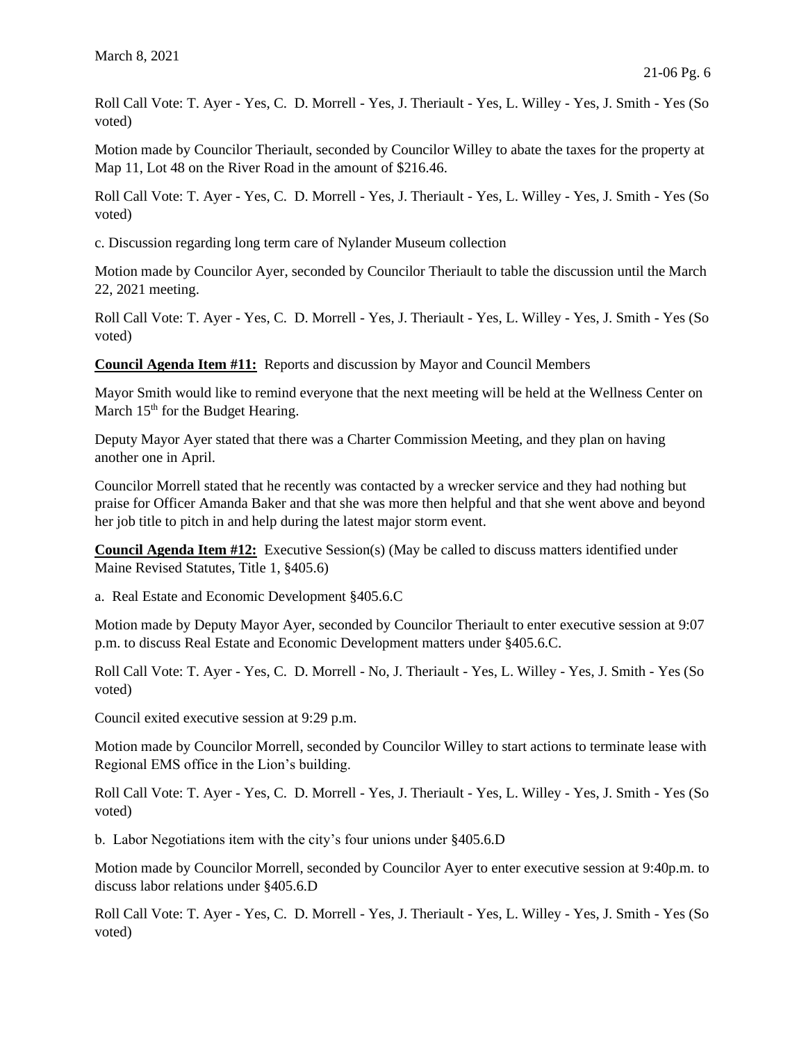Roll Call Vote: T. Ayer - Yes, C. D. Morrell - Yes, J. Theriault - Yes, L. Willey - Yes, J. Smith - Yes (So voted)

Motion made by Councilor Theriault, seconded by Councilor Willey to abate the taxes for the property at Map 11, Lot 48 on the River Road in the amount of $216.46.

Roll Call Vote: T. Ayer - Yes, C. D. Morrell - Yes, J. Theriault - Yes, L. Willey - Yes, J. Smith - Yes (So voted)

c. Discussion regarding long term care of Nylander Museum collection

Motion made by Councilor Ayer, seconded by Councilor Theriault to table the discussion until the March 22, 2021 meeting.

Roll Call Vote: T. Ayer - Yes, C. D. Morrell - Yes, J. Theriault - Yes, L. Willey - Yes, J. Smith - Yes (So voted)

**Council Agenda Item #11:** Reports and discussion by Mayor and Council Members

Mayor Smith would like to remind everyone that the next meeting will be held at the Wellness Center on March 15th for the Budget Hearing.

Deputy Mayor Ayer stated that there was a Charter Commission Meeting, and they plan on having another one in April.

Councilor Morrell stated that he recently was contacted by a wrecker service and they had nothing but praise for Officer Amanda Baker and that she was more then helpful and that she went above and beyond her job title to pitch in and help during the latest major storm event.

**Council Agenda Item #12:** Executive Session(s) (May be called to discuss matters identified under Maine Revised Statutes, Title 1, §405.6)

a. Real Estate and Economic Development §405.6.C

Motion made by Deputy Mayor Ayer, seconded by Councilor Theriault to enter executive session at 9:07 p.m. to discuss Real Estate and Economic Development matters under §405.6.C.

Roll Call Vote: T. Ayer - Yes, C. D. Morrell - No, J. Theriault - Yes, L. Willey - Yes, J. Smith - Yes (So voted)

Council exited executive session at 9:29 p.m.

Motion made by Councilor Morrell, seconded by Councilor Willey to start actions to terminate lease with Regional EMS office in the Lion's building.

Roll Call Vote: T. Ayer - Yes, C. D. Morrell - Yes, J. Theriault - Yes, L. Willey - Yes, J. Smith - Yes (So voted)

b. Labor Negotiations item with the city's four unions under §405.6.D

Motion made by Councilor Morrell, seconded by Councilor Ayer to enter executive session at 9:40p.m. to discuss labor relations under §405.6.D

Roll Call Vote: T. Ayer - Yes, C. D. Morrell - Yes, J. Theriault - Yes, L. Willey - Yes, J. Smith - Yes (So voted)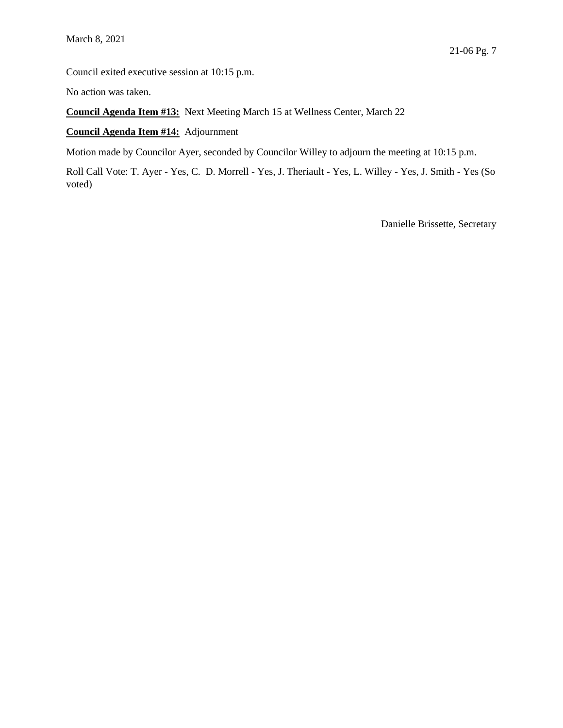Council exited executive session at 10:15 p.m.

No action was taken.

**Council Agenda Item #13:** Next Meeting March 15 at Wellness Center, March 22

**Council Agenda Item #14:** Adjournment

Motion made by Councilor Ayer, seconded by Councilor Willey to adjourn the meeting at 10:15 p.m.

Roll Call Vote: T. Ayer - Yes, C. D. Morrell - Yes, J. Theriault - Yes, L. Willey - Yes, J. Smith - Yes (So voted)

Danielle Brissette, Secretary